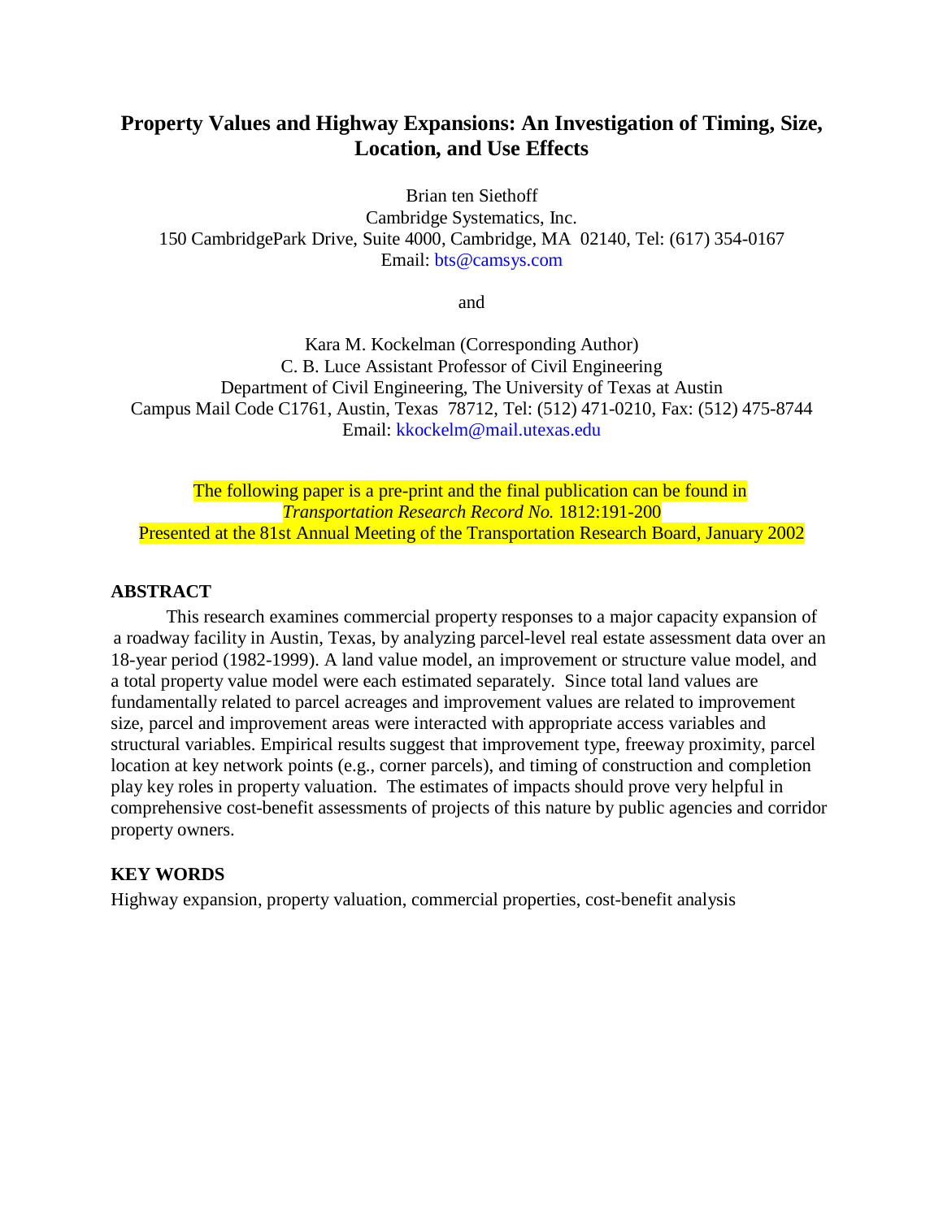# Property Values and Highway Expansions: An Investigation of Timing, Size, Location, and Use Effects

Brian ten Siethoff
Cambridge Systematics, Inc.
150 CambridgePark Drive, Suite 4000, Cambridge, MA 02140, Tel: (617) 354-0167
Email: bts@camsys.com

and

Kara M. Kockelman (Corresponding Author)
C. B. Luce Assistant Professor of Civil Engineering
Department of Civil Engineering, The University of Texas at Austin
Campus Mail Code C1761, Austin, Texas 78712, Tel: (512) 471-0210, Fax: (512) 475-8744
Email: kkockelm@mail.utexas.edu

The following paper is a pre-print and the final publication can be found in
*Transportation Research Record No.* 1812:191-200
Presented at the 81st Annual Meeting of the Transportation Research Board, January 2002

## ABSTRACT

This research examines commercial property responses to a major capacity expansion of a roadway facility in Austin, Texas, by analyzing parcel-level real estate assessment data over an 18-year period (1982-1999). A land value model, an improvement or structure value model, and a total property value model were each estimated separately. Since total land values are fundamentally related to parcel acreages and improvement values are related to improvement size, parcel and improvement areas were interacted with appropriate access variables and structural variables. Empirical results suggest that improvement type, freeway proximity, parcel location at key network points (e.g., corner parcels), and timing of construction and completion play key roles in property valuation. The estimates of impacts should prove very helpful in comprehensive cost-benefit assessments of projects of this nature by public agencies and corridor property owners.

## KEY WORDS

Highway expansion, property valuation, commercial properties, cost-benefit analysis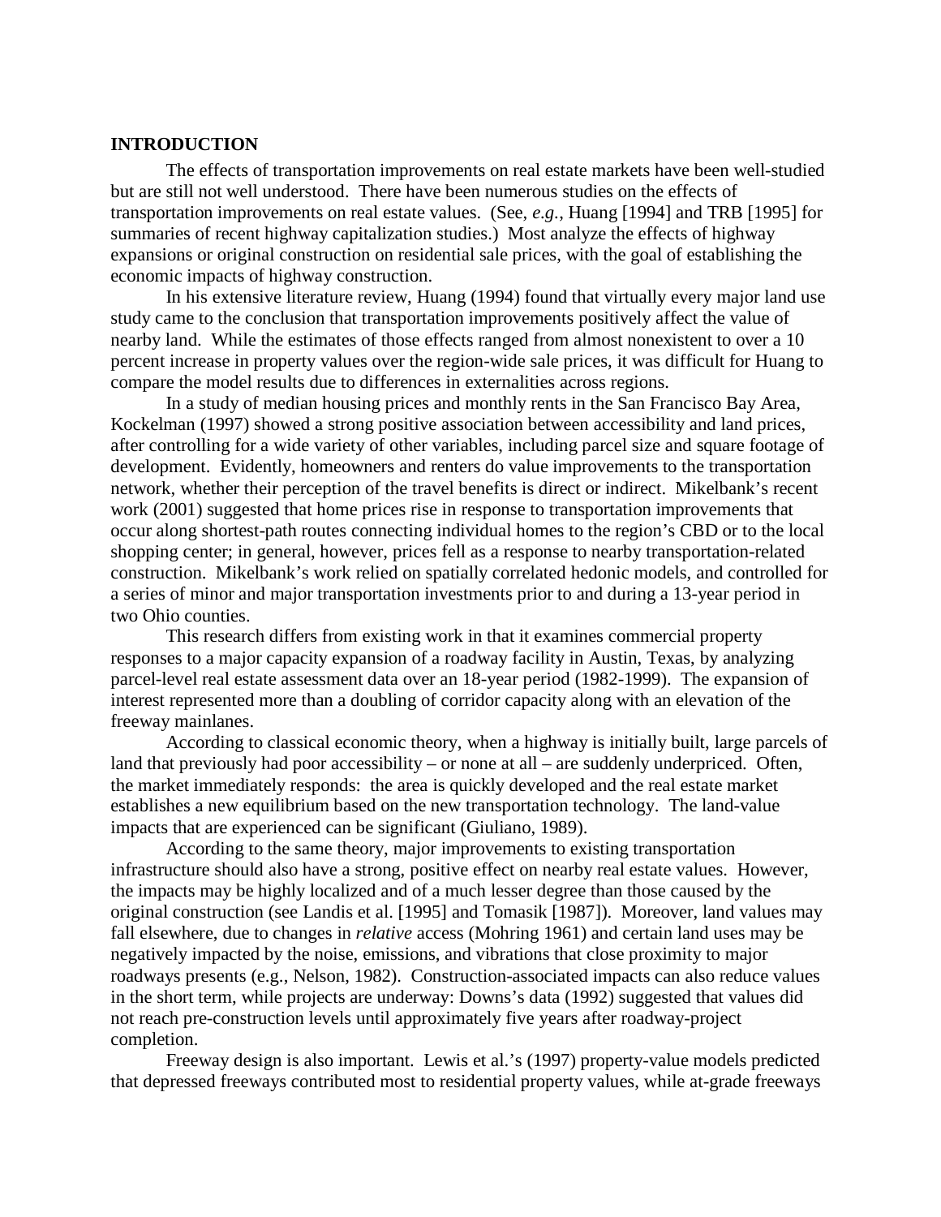## INTRODUCTION

The effects of transportation improvements on real estate markets have been well-studied but are still not well understood. There have been numerous studies on the effects of transportation improvements on real estate values. (See, *e.g.*, Huang [1994] and TRB [1995] for summaries of recent highway capitalization studies.) Most analyze the effects of highway expansions or original construction on residential sale prices, with the goal of establishing the economic impacts of highway construction.

In his extensive literature review, Huang (1994) found that virtually every major land use study came to the conclusion that transportation improvements positively affect the value of nearby land. While the estimates of those effects ranged from almost nonexistent to over a 10 percent increase in property values over the region-wide sale prices, it was difficult for Huang to compare the model results due to differences in externalities across regions.

In a study of median housing prices and monthly rents in the San Francisco Bay Area, Kockelman (1997) showed a strong positive association between accessibility and land prices, after controlling for a wide variety of other variables, including parcel size and square footage of development. Evidently, homeowners and renters do value improvements to the transportation network, whether their perception of the travel benefits is direct or indirect. Mikelbank's recent work (2001) suggested that home prices rise in response to transportation improvements that occur along shortest-path routes connecting individual homes to the region's CBD or to the local shopping center; in general, however, prices fell as a response to nearby transportation-related construction. Mikelbank's work relied on spatially correlated hedonic models, and controlled for a series of minor and major transportation investments prior to and during a 13-year period in two Ohio counties.

This research differs from existing work in that it examines commercial property responses to a major capacity expansion of a roadway facility in Austin, Texas, by analyzing parcel-level real estate assessment data over an 18-year period (1982-1999). The expansion of interest represented more than a doubling of corridor capacity along with an elevation of the freeway mainlanes.

According to classical economic theory, when a highway is initially built, large parcels of land that previously had poor accessibility – or none at all – are suddenly underpriced. Often, the market immediately responds: the area is quickly developed and the real estate market establishes a new equilibrium based on the new transportation technology. The land-value impacts that are experienced can be significant (Giuliano, 1989).

According to the same theory, major improvements to existing transportation infrastructure should also have a strong, positive effect on nearby real estate values. However, the impacts may be highly localized and of a much lesser degree than those caused by the original construction (see Landis et al. [1995] and Tomasik [1987]). Moreover, land values may fall elsewhere, due to changes in *relative* access (Mohring 1961) and certain land uses may be negatively impacted by the noise, emissions, and vibrations that close proximity to major roadways presents (e.g., Nelson, 1982). Construction-associated impacts can also reduce values in the short term, while projects are underway: Downs's data (1992) suggested that values did not reach pre-construction levels until approximately five years after roadway-project completion.

Freeway design is also important. Lewis et al.'s (1997) property-value models predicted that depressed freeways contributed most to residential property values, while at-grade freeways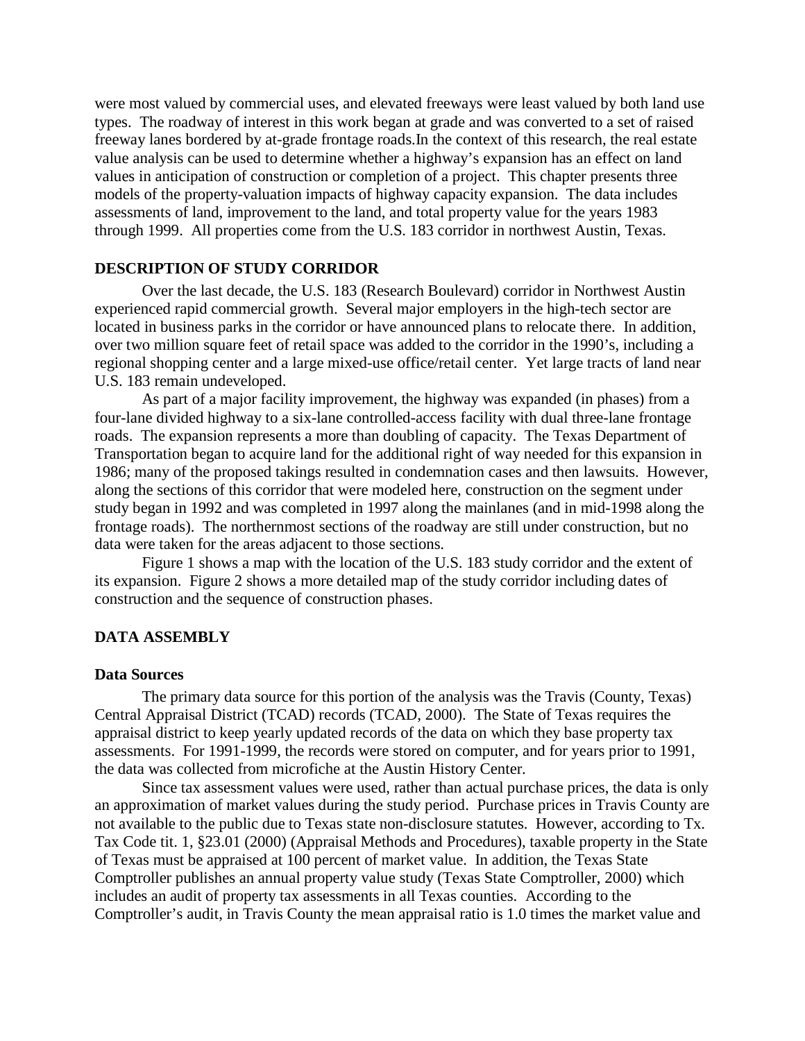were most valued by commercial uses, and elevated freeways were least valued by both land use types. The roadway of interest in this work began at grade and was converted to a set of raised freeway lanes bordered by at-grade frontage roads.In the context of this research, the real estate value analysis can be used to determine whether a highway's expansion has an effect on land values in anticipation of construction or completion of a project. This chapter presents three models of the property-valuation impacts of highway capacity expansion. The data includes assessments of land, improvement to the land, and total property value for the years 1983 through 1999. All properties come from the U.S. 183 corridor in northwest Austin, Texas.

## DESCRIPTION OF STUDY CORRIDOR

Over the last decade, the U.S. 183 (Research Boulevard) corridor in Northwest Austin experienced rapid commercial growth. Several major employers in the high-tech sector are located in business parks in the corridor or have announced plans to relocate there. In addition, over two million square feet of retail space was added to the corridor in the 1990's, including a regional shopping center and a large mixed-use office/retail center. Yet large tracts of land near U.S. 183 remain undeveloped.

As part of a major facility improvement, the highway was expanded (in phases) from a four-lane divided highway to a six-lane controlled-access facility with dual three-lane frontage roads. The expansion represents a more than doubling of capacity. The Texas Department of Transportation began to acquire land for the additional right of way needed for this expansion in 1986; many of the proposed takings resulted in condemnation cases and then lawsuits. However, along the sections of this corridor that were modeled here, construction on the segment under study began in 1992 and was completed in 1997 along the mainlanes (and in mid-1998 along the frontage roads). The northernmost sections of the roadway are still under construction, but no data were taken for the areas adjacent to those sections.

Figure 1 shows a map with the location of the U.S. 183 study corridor and the extent of its expansion. Figure 2 shows a more detailed map of the study corridor including dates of construction and the sequence of construction phases.

## DATA ASSEMBLY

### Data Sources

The primary data source for this portion of the analysis was the Travis (County, Texas) Central Appraisal District (TCAD) records (TCAD, 2000). The State of Texas requires the appraisal district to keep yearly updated records of the data on which they base property tax assessments. For 1991-1999, the records were stored on computer, and for years prior to 1991, the data was collected from microfiche at the Austin History Center.

Since tax assessment values were used, rather than actual purchase prices, the data is only an approximation of market values during the study period. Purchase prices in Travis County are not available to the public due to Texas state non-disclosure statutes. However, according to Tx. Tax Code tit. 1, §23.01 (2000) (Appraisal Methods and Procedures), taxable property in the State of Texas must be appraised at 100 percent of market value. In addition, the Texas State Comptroller publishes an annual property value study (Texas State Comptroller, 2000) which includes an audit of property tax assessments in all Texas counties. According to the Comptroller's audit, in Travis County the mean appraisal ratio is 1.0 times the market value and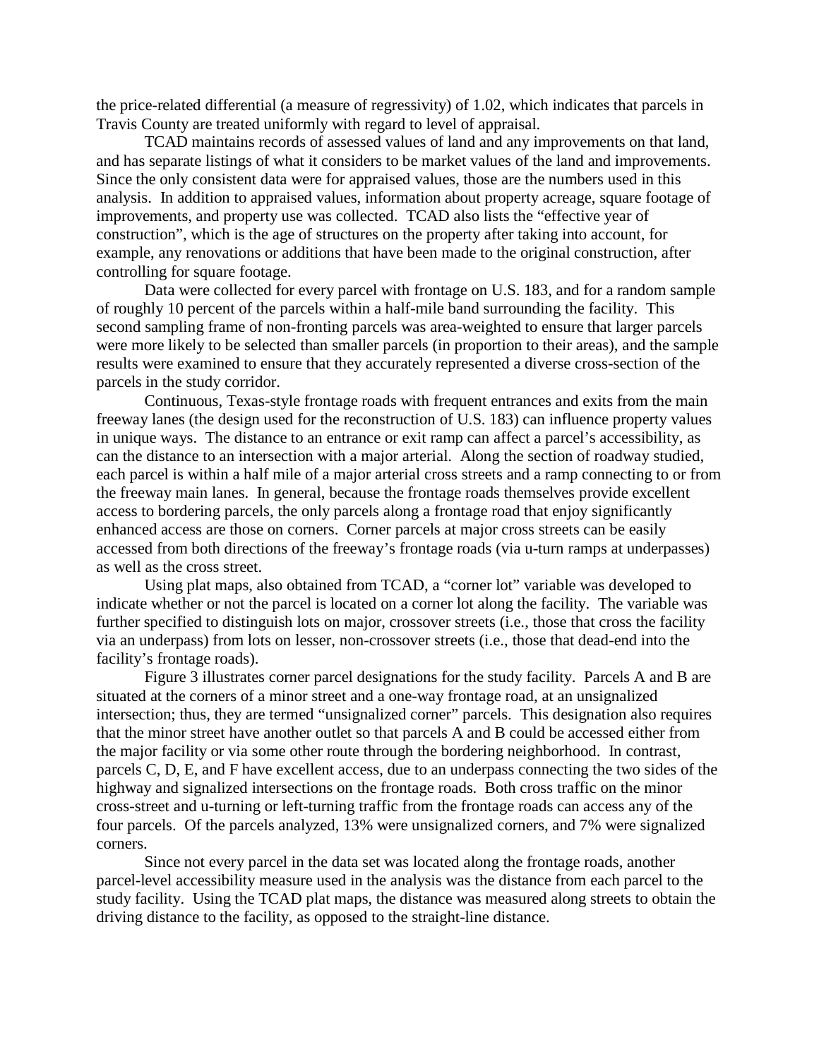the price-related differential (a measure of regressivity) of 1.02, which indicates that parcels in Travis County are treated uniformly with regard to level of appraisal.

TCAD maintains records of assessed values of land and any improvements on that land, and has separate listings of what it considers to be market values of the land and improvements. Since the only consistent data were for appraised values, those are the numbers used in this analysis. In addition to appraised values, information about property acreage, square footage of improvements, and property use was collected. TCAD also lists the "effective year of construction", which is the age of structures on the property after taking into account, for example, any renovations or additions that have been made to the original construction, after controlling for square footage.

Data were collected for every parcel with frontage on U.S. 183, and for a random sample of roughly 10 percent of the parcels within a half-mile band surrounding the facility. This second sampling frame of non-fronting parcels was area-weighted to ensure that larger parcels were more likely to be selected than smaller parcels (in proportion to their areas), and the sample results were examined to ensure that they accurately represented a diverse cross-section of the parcels in the study corridor.

Continuous, Texas-style frontage roads with frequent entrances and exits from the main freeway lanes (the design used for the reconstruction of U.S. 183) can influence property values in unique ways. The distance to an entrance or exit ramp can affect a parcel's accessibility, as can the distance to an intersection with a major arterial. Along the section of roadway studied, each parcel is within a half mile of a major arterial cross streets and a ramp connecting to or from the freeway main lanes. In general, because the frontage roads themselves provide excellent access to bordering parcels, the only parcels along a frontage road that enjoy significantly enhanced access are those on corners. Corner parcels at major cross streets can be easily accessed from both directions of the freeway's frontage roads (via u-turn ramps at underpasses) as well as the cross street.

Using plat maps, also obtained from TCAD, a "corner lot" variable was developed to indicate whether or not the parcel is located on a corner lot along the facility. The variable was further specified to distinguish lots on major, crossover streets (i.e., those that cross the facility via an underpass) from lots on lesser, non-crossover streets (i.e., those that dead-end into the facility's frontage roads).

Figure 3 illustrates corner parcel designations for the study facility. Parcels A and B are situated at the corners of a minor street and a one-way frontage road, at an unsignalized intersection; thus, they are termed "unsignalized corner" parcels. This designation also requires that the minor street have another outlet so that parcels A and B could be accessed either from the major facility or via some other route through the bordering neighborhood. In contrast, parcels C, D, E, and F have excellent access, due to an underpass connecting the two sides of the highway and signalized intersections on the frontage roads. Both cross traffic on the minor cross-street and u-turning or left-turning traffic from the frontage roads can access any of the four parcels. Of the parcels analyzed, 13% were unsignalized corners, and 7% were signalized corners.

Since not every parcel in the data set was located along the frontage roads, another parcel-level accessibility measure used in the analysis was the distance from each parcel to the study facility. Using the TCAD plat maps, the distance was measured along streets to obtain the driving distance to the facility, as opposed to the straight-line distance.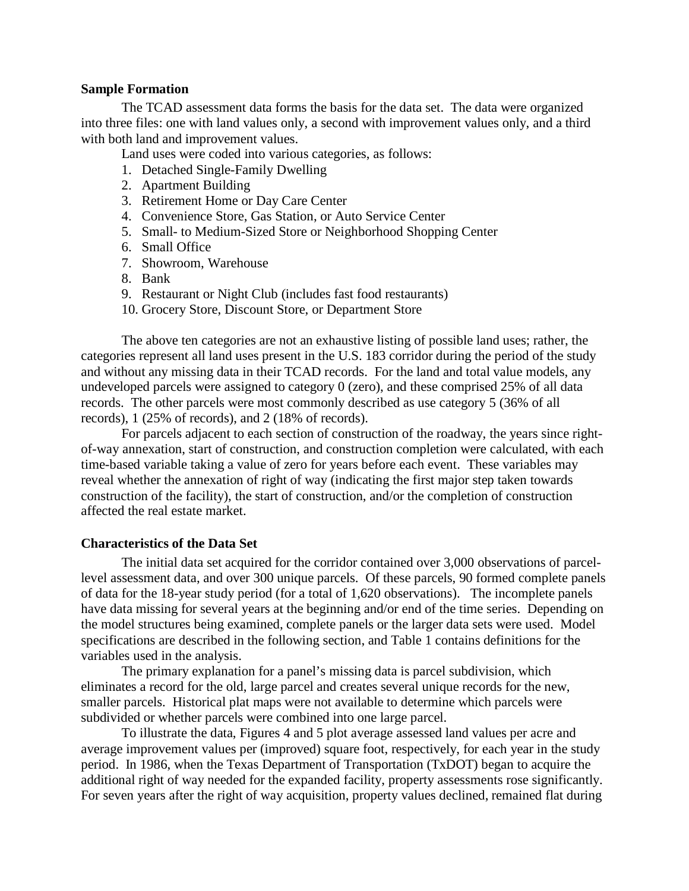**Sample Formation**

The TCAD assessment data forms the basis for the data set. The data were organized into three files: one with land values only, a second with improvement values only, and a third with both land and improvement values.

Land uses were coded into various categories, as follows:

1. Detached Single-Family Dwelling
2. Apartment Building
3. Retirement Home or Day Care Center
4. Convenience Store, Gas Station, or Auto Service Center
5. Small- to Medium-Sized Store or Neighborhood Shopping Center
6. Small Office
7. Showroom, Warehouse
8. Bank
9. Restaurant or Night Club (includes fast food restaurants)
10. Grocery Store, Discount Store, or Department Store

The above ten categories are not an exhaustive listing of possible land uses; rather, the categories represent all land uses present in the U.S. 183 corridor during the period of the study and without any missing data in their TCAD records. For the land and total value models, any undeveloped parcels were assigned to category 0 (zero), and these comprised 25% of all data records. The other parcels were most commonly described as use category 5 (36% of all records), 1 (25% of records), and 2 (18% of records).

For parcels adjacent to each section of construction of the roadway, the years since right-of-way annexation, start of construction, and construction completion were calculated, with each time-based variable taking a value of zero for years before each event. These variables may reveal whether the annexation of right of way (indicating the first major step taken towards construction of the facility), the start of construction, and/or the completion of construction affected the real estate market.

**Characteristics of the Data Set**

The initial data set acquired for the corridor contained over 3,000 observations of parcel-level assessment data, and over 300 unique parcels. Of these parcels, 90 formed complete panels of data for the 18-year study period (for a total of 1,620 observations). The incomplete panels have data missing for several years at the beginning and/or end of the time series. Depending on the model structures being examined, complete panels or the larger data sets were used. Model specifications are described in the following section, and Table 1 contains definitions for the variables used in the analysis.

The primary explanation for a panel's missing data is parcel subdivision, which eliminates a record for the old, large parcel and creates several unique records for the new, smaller parcels. Historical plat maps were not available to determine which parcels were subdivided or whether parcels were combined into one large parcel.

To illustrate the data, Figures 4 and 5 plot average assessed land values per acre and average improvement values per (improved) square foot, respectively, for each year in the study period. In 1986, when the Texas Department of Transportation (TxDOT) began to acquire the additional right of way needed for the expanded facility, property assessments rose significantly. For seven years after the right of way acquisition, property values declined, remained flat during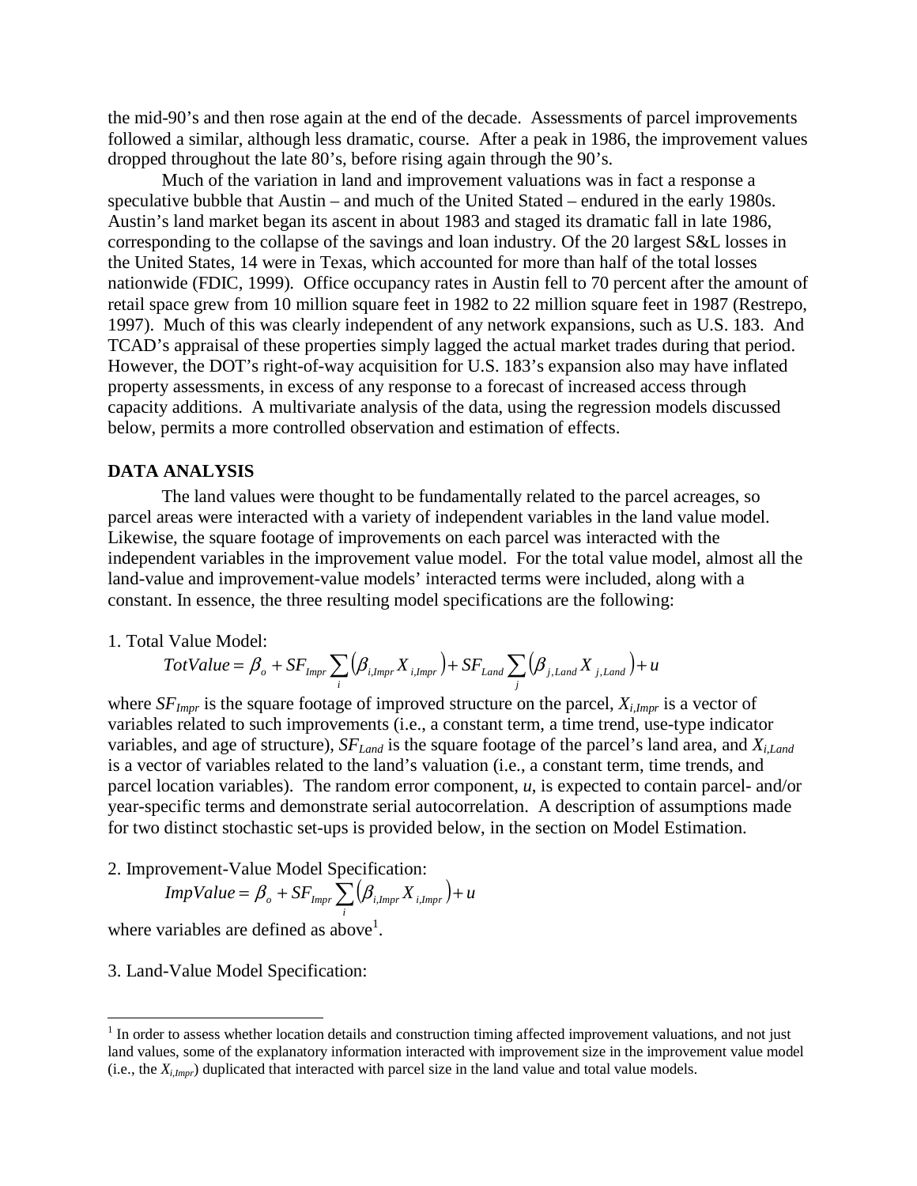the mid-90's and then rose again at the end of the decade. Assessments of parcel improvements followed a similar, although less dramatic, course. After a peak in 1986, the improvement values dropped throughout the late 80's, before rising again through the 90's.

Much of the variation in land and improvement valuations was in fact a response a speculative bubble that Austin – and much of the United Stated – endured in the early 1980s. Austin's land market began its ascent in about 1983 and staged its dramatic fall in late 1986, corresponding to the collapse of the savings and loan industry. Of the 20 largest S&L losses in the United States, 14 were in Texas, which accounted for more than half of the total losses nationwide (FDIC, 1999). Office occupancy rates in Austin fell to 70 percent after the amount of retail space grew from 10 million square feet in 1982 to 22 million square feet in 1987 (Restrepo, 1997). Much of this was clearly independent of any network expansions, such as U.S. 183. And TCAD's appraisal of these properties simply lagged the actual market trades during that period. However, the DOT's right-of-way acquisition for U.S. 183's expansion also may have inflated property assessments, in excess of any response to a forecast of increased access through capacity additions. A multivariate analysis of the data, using the regression models discussed below, permits a more controlled observation and estimation of effects.

## DATA ANALYSIS

The land values were thought to be fundamentally related to the parcel acreages, so parcel areas were interacted with a variety of independent variables in the land value model. Likewise, the square footage of improvements on each parcel was interacted with the independent variables in the improvement value model. For the total value model, almost all the land-value and improvement-value models' interacted terms were included, along with a constant. In essence, the three resulting model specifications are the following:

1. Total Value Model:

$$TotValue = \beta_o + SF_{Impr} \sum_i \left( \beta_{i,Impr} X_{i,Impr} \right) + SF_{Land} \sum_j \left( \beta_{j,Land} X_{j,Land} \right) + u$$

where $SF_{Impr}$ is the square footage of improved structure on the parcel, $X_{i,Impr}$ is a vector of variables related to such improvements (i.e., a constant term, a time trend, use-type indicator variables, and age of structure), $SF_{Land}$ is the square footage of the parcel's land area, and $X_{i,Land}$ is a vector of variables related to the land's valuation (i.e., a constant term, time trends, and parcel location variables). The random error component, $u$, is expected to contain parcel- and/or year-specific terms and demonstrate serial autocorrelation. A description of assumptions made for two distinct stochastic set-ups is provided below, in the section on Model Estimation.

2. Improvement-Value Model Specification:

$$ImpValue = \beta_o + SF_{Impr} \sum_i \left( \beta_{i,Impr} X_{i,Impr} \right) + u$$

where variables are defined as above[1].

3. Land-Value Model Specification:

[1] In order to assess whether location details and construction timing affected improvement valuations, and not just land values, some of the explanatory information interacted with improvement size in the improvement value model (i.e., the $X_{i,Impr}$) duplicated that interacted with parcel size in the land value and total value models.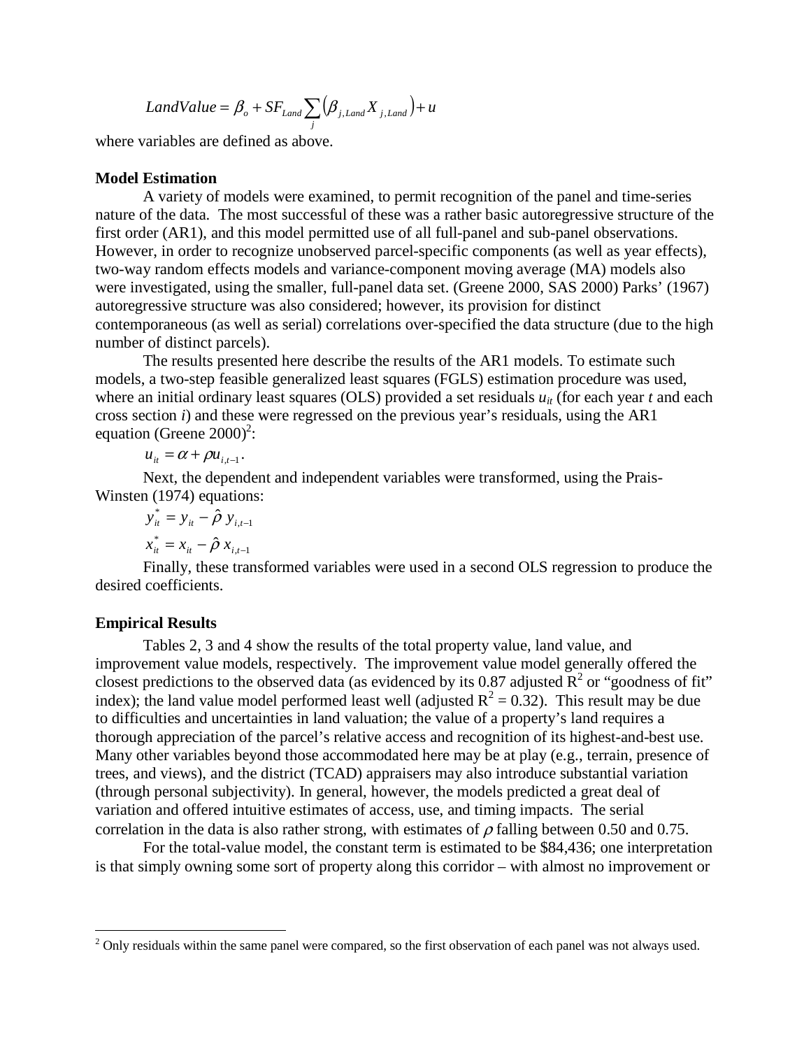$$LandValue = \beta_o + SF_{Land} \sum_j \left( \beta_{j,Land} X_{j,Land} \right) + u$$

where variables are defined as above.

### Model Estimation

A variety of models were examined, to permit recognition of the panel and time-series nature of the data. The most successful of these was a rather basic autoregressive structure of the first order (AR1), and this model permitted use of all full-panel and sub-panel observations. However, in order to recognize unobserved parcel-specific components (as well as year effects), two-way random effects models and variance-component moving average (MA) models also were investigated, using the smaller, full-panel data set. (Greene 2000, SAS 2000) Parks' (1967) autoregressive structure was also considered; however, its provision for distinct contemporaneous (as well as serial) correlations over-specified the data structure (due to the high number of distinct parcels).

The results presented here describe the results of the AR1 models. To estimate such models, a two-step feasible generalized least squares (FGLS) estimation procedure was used, where an initial ordinary least squares (OLS) provided a set residuals $u_{it}$ (for each year $t$ and each cross section $i$) and these were regressed on the previous year's residuals, using the AR1 equation (Greene 2000)[2]:

$$u_{it} = \alpha + \rho u_{i,t-1}.$$

Next, the dependent and independent variables were transformed, using the Prais-Winsten (1974) equations:

$$y^*_{it} = y_{it} - \hat{\rho}\, y_{i,t-1}$$

$$x^*_{it} = x_{it} - \hat{\rho}\, x_{i,t-1}$$

Finally, these transformed variables were used in a second OLS regression to produce the desired coefficients.

### Empirical Results

Tables 2, 3 and 4 show the results of the total property value, land value, and improvement value models, respectively. The improvement value model generally offered the closest predictions to the observed data (as evidenced by its 0.87 adjusted $R^2$ or "goodness of fit" index); the land value model performed least well (adjusted $R^2 = 0.32$). This result may be due to difficulties and uncertainties in land valuation; the value of a property's land requires a thorough appreciation of the parcel's relative access and recognition of its highest-and-best use. Many other variables beyond those accommodated here may be at play (e.g., terrain, presence of trees, and views), and the district (TCAD) appraisers may also introduce substantial variation (through personal subjectivity). In general, however, the models predicted a great deal of variation and offered intuitive estimates of access, use, and timing impacts. The serial correlation in the data is also rather strong, with estimates of $\rho$ falling between 0.50 and 0.75.

For the total-value model, the constant term is estimated to be \$84,436; one interpretation is that simply owning some sort of property along this corridor – with almost no improvement or

---

[2] Only residuals within the same panel were compared, so the first observation of each panel was not always used.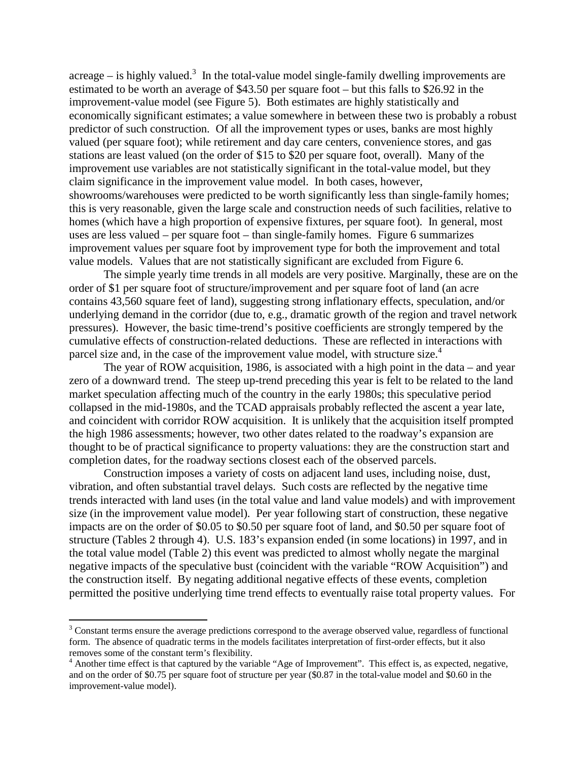acreage – is highly valued.[3] In the total-value model single-family dwelling improvements are estimated to be worth an average of $43.50 per square foot – but this falls to $26.92 in the improvement-value model (see Figure 5). Both estimates are highly statistically and economically significant estimates; a value somewhere in between these two is probably a robust predictor of such construction. Of all the improvement types or uses, banks are most highly valued (per square foot); while retirement and day care centers, convenience stores, and gas stations are least valued (on the order of $15 to $20 per square foot, overall). Many of the improvement use variables are not statistically significant in the total-value model, but they claim significance in the improvement value model. In both cases, however, showrooms/warehouses were predicted to be worth significantly less than single-family homes; this is very reasonable, given the large scale and construction needs of such facilities, relative to homes (which have a high proportion of expensive fixtures, per square foot). In general, most uses are less valued – per square foot – than single-family homes. Figure 6 summarizes improvement values per square foot by improvement type for both the improvement and total value models. Values that are not statistically significant are excluded from Figure 6.

The simple yearly time trends in all models are very positive. Marginally, these are on the order of $1 per square foot of structure/improvement and per square foot of land (an acre contains 43,560 square feet of land), suggesting strong inflationary effects, speculation, and/or underlying demand in the corridor (due to, e.g., dramatic growth of the region and travel network pressures). However, the basic time-trend's positive coefficients are strongly tempered by the cumulative effects of construction-related deductions. These are reflected in interactions with parcel size and, in the case of the improvement value model, with structure size.[4]

The year of ROW acquisition, 1986, is associated with a high point in the data – and year zero of a downward trend. The steep up-trend preceding this year is felt to be related to the land market speculation affecting much of the country in the early 1980s; this speculative period collapsed in the mid-1980s, and the TCAD appraisals probably reflected the ascent a year late, and coincident with corridor ROW acquisition. It is unlikely that the acquisition itself prompted the high 1986 assessments; however, two other dates related to the roadway's expansion are thought to be of practical significance to property valuations: they are the construction start and completion dates, for the roadway sections closest each of the observed parcels.

Construction imposes a variety of costs on adjacent land uses, including noise, dust, vibration, and often substantial travel delays. Such costs are reflected by the negative time trends interacted with land uses (in the total value and land value models) and with improvement size (in the improvement value model). Per year following start of construction, these negative impacts are on the order of $0.05 to $0.50 per square foot of land, and $0.50 per square foot of structure (Tables 2 through 4). U.S. 183's expansion ended (in some locations) in 1997, and in the total value model (Table 2) this event was predicted to almost wholly negate the marginal negative impacts of the speculative bust (coincident with the variable "ROW Acquisition") and the construction itself. By negating additional negative effects of these events, completion permitted the positive underlying time trend effects to eventually raise total property values. For

---

[3] Constant terms ensure the average predictions correspond to the average observed value, regardless of functional form. The absence of quadratic terms in the models facilitates interpretation of first-order effects, but it also removes some of the constant term's flexibility.

[4] Another time effect is that captured by the variable "Age of Improvement". This effect is, as expected, negative, and on the order of $0.75 per square foot of structure per year ($0.87 in the total-value model and $0.60 in the improvement-value model).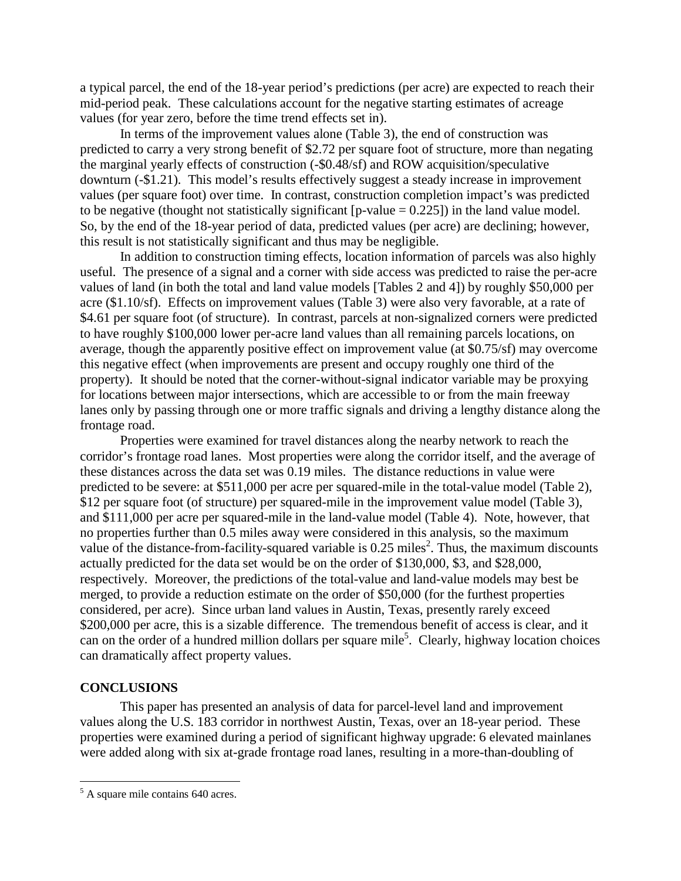a typical parcel, the end of the 18-year period's predictions (per acre) are expected to reach their mid-period peak. These calculations account for the negative starting estimates of acreage values (for year zero, before the time trend effects set in).

In terms of the improvement values alone (Table 3), the end of construction was predicted to carry a very strong benefit of \$2.72 per square foot of structure, more than negating the marginal yearly effects of construction (-\$0.48/sf) and ROW acquisition/speculative downturn (-\$1.21). This model's results effectively suggest a steady increase in improvement values (per square foot) over time. In contrast, construction completion impact's was predicted to be negative (thought not statistically significant [p-value = 0.225]) in the land value model. So, by the end of the 18-year period of data, predicted values (per acre) are declining; however, this result is not statistically significant and thus may be negligible.

In addition to construction timing effects, location information of parcels was also highly useful. The presence of a signal and a corner with side access was predicted to raise the per-acre values of land (in both the total and land value models [Tables 2 and 4]) by roughly \$50,000 per acre (\$1.10/sf). Effects on improvement values (Table 3) were also very favorable, at a rate of \$4.61 per square foot (of structure). In contrast, parcels at non-signalized corners were predicted to have roughly \$100,000 lower per-acre land values than all remaining parcels locations, on average, though the apparently positive effect on improvement value (at \$0.75/sf) may overcome this negative effect (when improvements are present and occupy roughly one third of the property). It should be noted that the corner-without-signal indicator variable may be proxying for locations between major intersections, which are accessible to or from the main freeway lanes only by passing through one or more traffic signals and driving a lengthy distance along the frontage road.

Properties were examined for travel distances along the nearby network to reach the corridor's frontage road lanes. Most properties were along the corridor itself, and the average of these distances across the data set was 0.19 miles. The distance reductions in value were predicted to be severe: at \$511,000 per acre per squared-mile in the total-value model (Table 2), \$12 per square foot (of structure) per squared-mile in the improvement value model (Table 3), and \$111,000 per acre per squared-mile in the land-value model (Table 4). Note, however, that no properties further than 0.5 miles away were considered in this analysis, so the maximum value of the distance-from-facility-squared variable is 0.25 miles$^2$. Thus, the maximum discounts actually predicted for the data set would be on the order of \$130,000, \$3, and \$28,000, respectively. Moreover, the predictions of the total-value and land-value models may best be merged, to provide a reduction estimate on the order of \$50,000 (for the furthest properties considered, per acre). Since urban land values in Austin, Texas, presently rarely exceed \$200,000 per acre, this is a sizable difference. The tremendous benefit of access is clear, and it can on the order of a hundred million dollars per square mile[5]. Clearly, highway location choices can dramatically affect property values.

## CONCLUSIONS

This paper has presented an analysis of data for parcel-level land and improvement values along the U.S. 183 corridor in northwest Austin, Texas, over an 18-year period. These properties were examined during a period of significant highway upgrade: 6 elevated mainlanes were added along with six at-grade frontage road lanes, resulting in a more-than-doubling of

---

[5] A square mile contains 640 acres.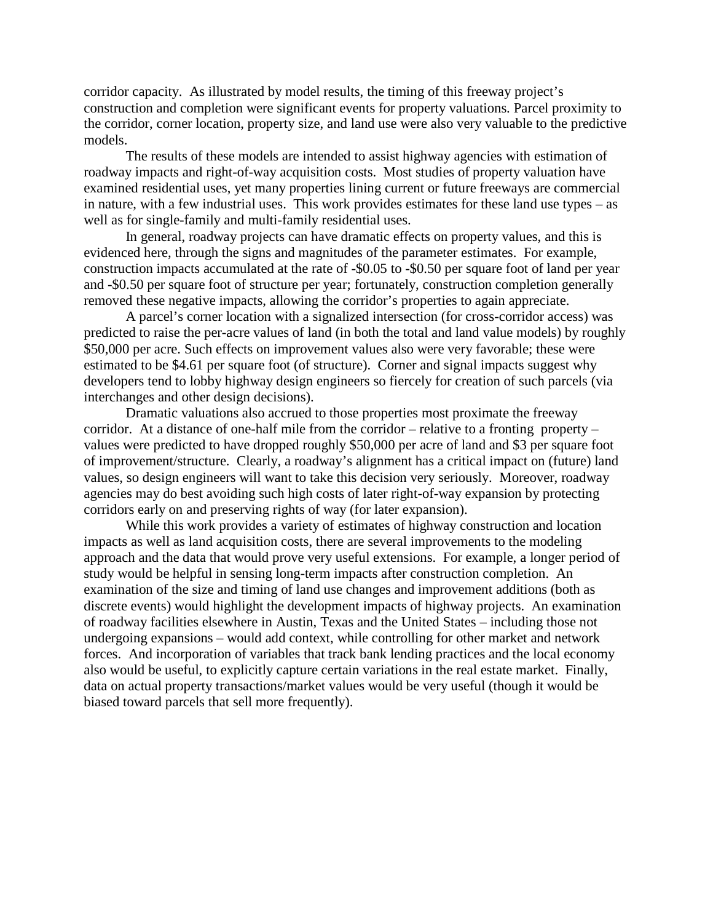corridor capacity. As illustrated by model results, the timing of this freeway project's construction and completion were significant events for property valuations. Parcel proximity to the corridor, corner location, property size, and land use were also very valuable to the predictive models.

The results of these models are intended to assist highway agencies with estimation of roadway impacts and right-of-way acquisition costs. Most studies of property valuation have examined residential uses, yet many properties lining current or future freeways are commercial in nature, with a few industrial uses. This work provides estimates for these land use types – as well as for single-family and multi-family residential uses.

In general, roadway projects can have dramatic effects on property values, and this is evidenced here, through the signs and magnitudes of the parameter estimates. For example, construction impacts accumulated at the rate of -$0.05 to -$0.50 per square foot of land per year and -$0.50 per square foot of structure per year; fortunately, construction completion generally removed these negative impacts, allowing the corridor's properties to again appreciate.

A parcel's corner location with a signalized intersection (for cross-corridor access) was predicted to raise the per-acre values of land (in both the total and land value models) by roughly $50,000 per acre. Such effects on improvement values also were very favorable; these were estimated to be $4.61 per square foot (of structure). Corner and signal impacts suggest why developers tend to lobby highway design engineers so fiercely for creation of such parcels (via interchanges and other design decisions).

Dramatic valuations also accrued to those properties most proximate the freeway corridor. At a distance of one-half mile from the corridor – relative to a fronting property – values were predicted to have dropped roughly $50,000 per acre of land and $3 per square foot of improvement/structure. Clearly, a roadway's alignment has a critical impact on (future) land values, so design engineers will want to take this decision very seriously. Moreover, roadway agencies may do best avoiding such high costs of later right-of-way expansion by protecting corridors early on and preserving rights of way (for later expansion).

While this work provides a variety of estimates of highway construction and location impacts as well as land acquisition costs, there are several improvements to the modeling approach and the data that would prove very useful extensions. For example, a longer period of study would be helpful in sensing long-term impacts after construction completion. An examination of the size and timing of land use changes and improvement additions (both as discrete events) would highlight the development impacts of highway projects. An examination of roadway facilities elsewhere in Austin, Texas and the United States – including those not undergoing expansions – would add context, while controlling for other market and network forces. And incorporation of variables that track bank lending practices and the local economy also would be useful, to explicitly capture certain variations in the real estate market. Finally, data on actual property transactions/market values would be very useful (though it would be biased toward parcels that sell more frequently).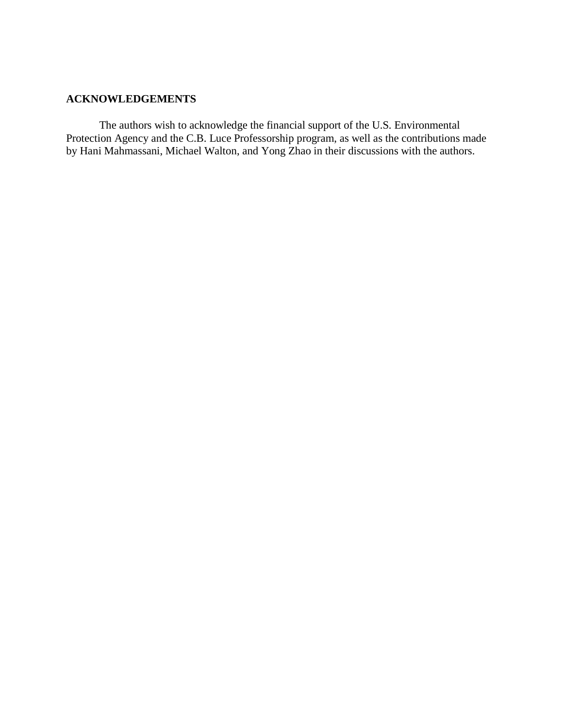## ACKNOWLEDGEMENTS

The authors wish to acknowledge the financial support of the U.S. Environmental Protection Agency and the C.B. Luce Professorship program, as well as the contributions made by Hani Mahmassani, Michael Walton, and Yong Zhao in their discussions with the authors.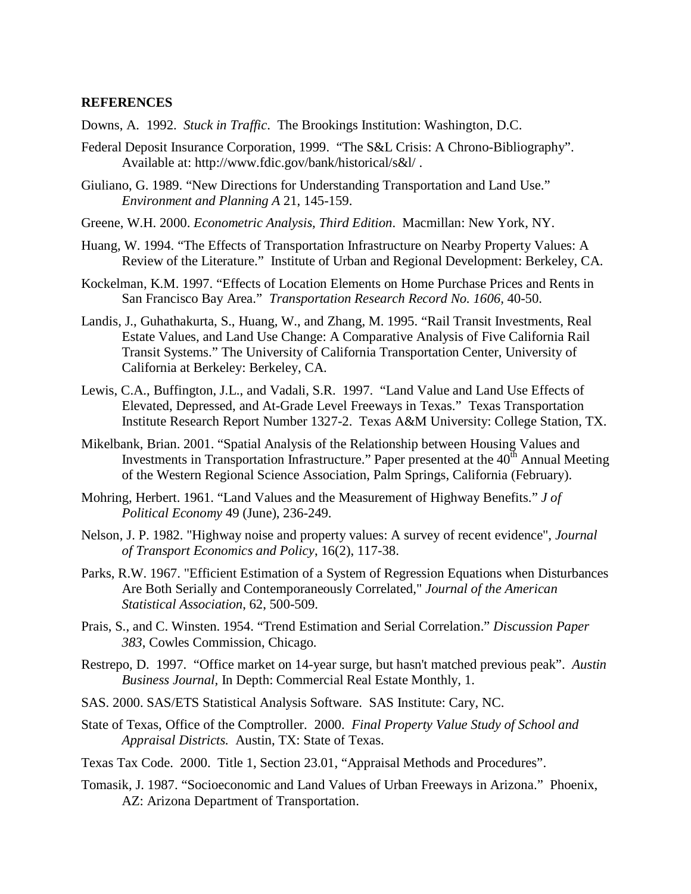## REFERENCES

Downs, A. 1992. *Stuck in Traffic*. The Brookings Institution: Washington, D.C.

Federal Deposit Insurance Corporation, 1999. "The S&L Crisis: A Chrono-Bibliography". Available at: http://www.fdic.gov/bank/historical/s&l/ .

Giuliano, G. 1989. "New Directions for Understanding Transportation and Land Use." *Environment and Planning A* 21, 145-159.

Greene, W.H. 2000. *Econometric Analysis, Third Edition*. Macmillan: New York, NY.

Huang, W. 1994. "The Effects of Transportation Infrastructure on Nearby Property Values: A Review of the Literature." Institute of Urban and Regional Development: Berkeley, CA.

Kockelman, K.M. 1997. "Effects of Location Elements on Home Purchase Prices and Rents in San Francisco Bay Area." *Transportation Research Record No. 1606*, 40-50.

Landis, J., Guhathakurta, S., Huang, W., and Zhang, M. 1995. "Rail Transit Investments, Real Estate Values, and Land Use Change: A Comparative Analysis of Five California Rail Transit Systems." The University of California Transportation Center, University of California at Berkeley: Berkeley, CA.

Lewis, C.A., Buffington, J.L., and Vadali, S.R. 1997. "Land Value and Land Use Effects of Elevated, Depressed, and At-Grade Level Freeways in Texas." Texas Transportation Institute Research Report Number 1327-2. Texas A&M University: College Station, TX.

Mikelbank, Brian. 2001. "Spatial Analysis of the Relationship between Housing Values and Investments in Transportation Infrastructure." Paper presented at the 40th Annual Meeting of the Western Regional Science Association, Palm Springs, California (February).

Mohring, Herbert. 1961. "Land Values and the Measurement of Highway Benefits." *J of Political Economy* 49 (June), 236-249.

Nelson, J. P. 1982. "Highway noise and property values: A survey of recent evidence", *Journal of Transport Economics and Policy*, 16(2), 117-38.

Parks, R.W. 1967. "Efficient Estimation of a System of Regression Equations when Disturbances Are Both Serially and Contemporaneously Correlated," *Journal of the American Statistical Association*, 62, 500-509.

Prais, S., and C. Winsten. 1954. "Trend Estimation and Serial Correlation." *Discussion Paper 383*, Cowles Commission, Chicago.

Restrepo, D. 1997. "Office market on 14-year surge, but hasn't matched previous peak". *Austin Business Journal*, In Depth: Commercial Real Estate Monthly, 1.

SAS. 2000. SAS/ETS Statistical Analysis Software. SAS Institute: Cary, NC.

State of Texas, Office of the Comptroller. 2000. *Final Property Value Study of School and Appraisal Districts.* Austin, TX: State of Texas.

Texas Tax Code. 2000. Title 1, Section 23.01, "Appraisal Methods and Procedures".

Tomasik, J. 1987. "Socioeconomic and Land Values of Urban Freeways in Arizona." Phoenix, AZ: Arizona Department of Transportation.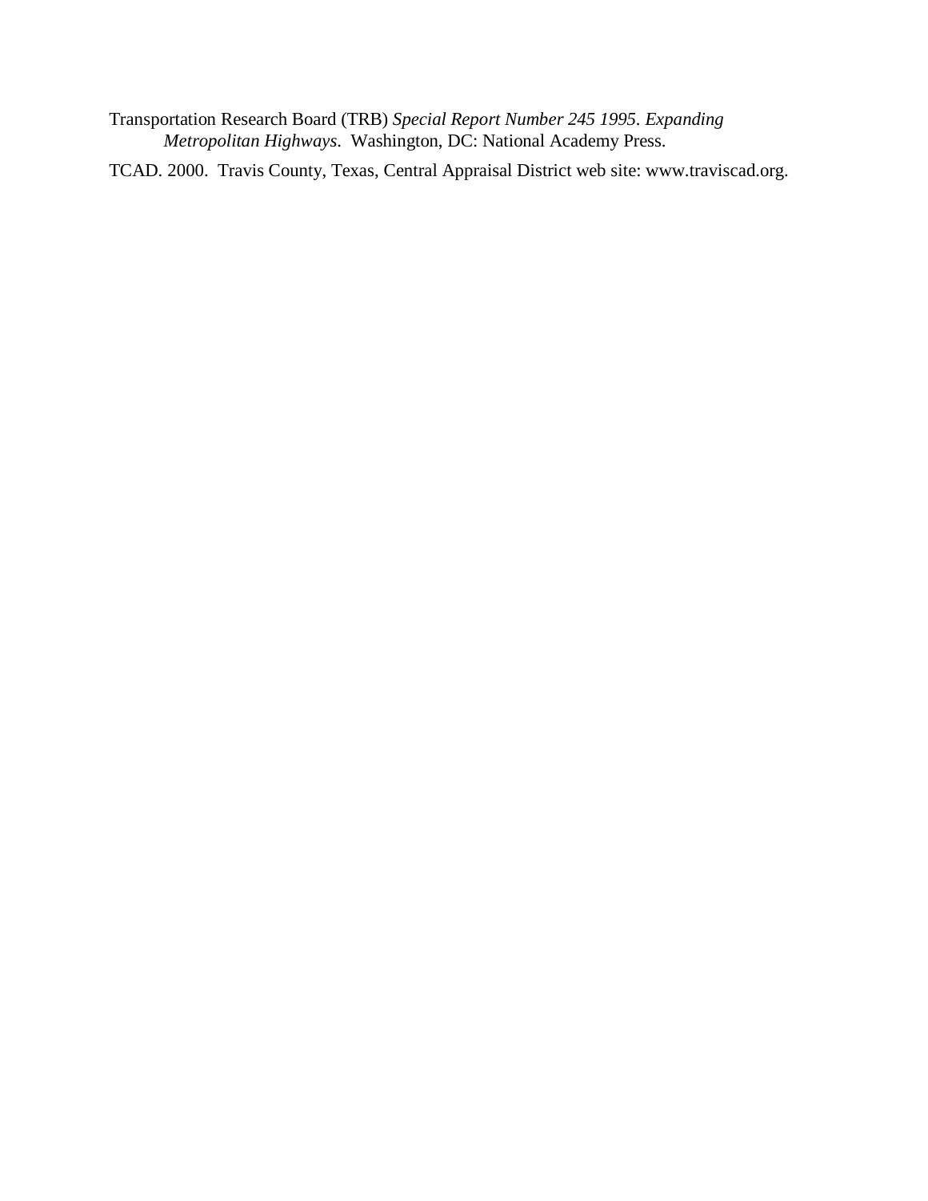Transportation Research Board (TRB) *Special Report Number 245 1995*. *Expanding Metropolitan Highways*. Washington, DC: National Academy Press.

TCAD. 2000. Travis County, Texas, Central Appraisal District web site: www.traviscad.org.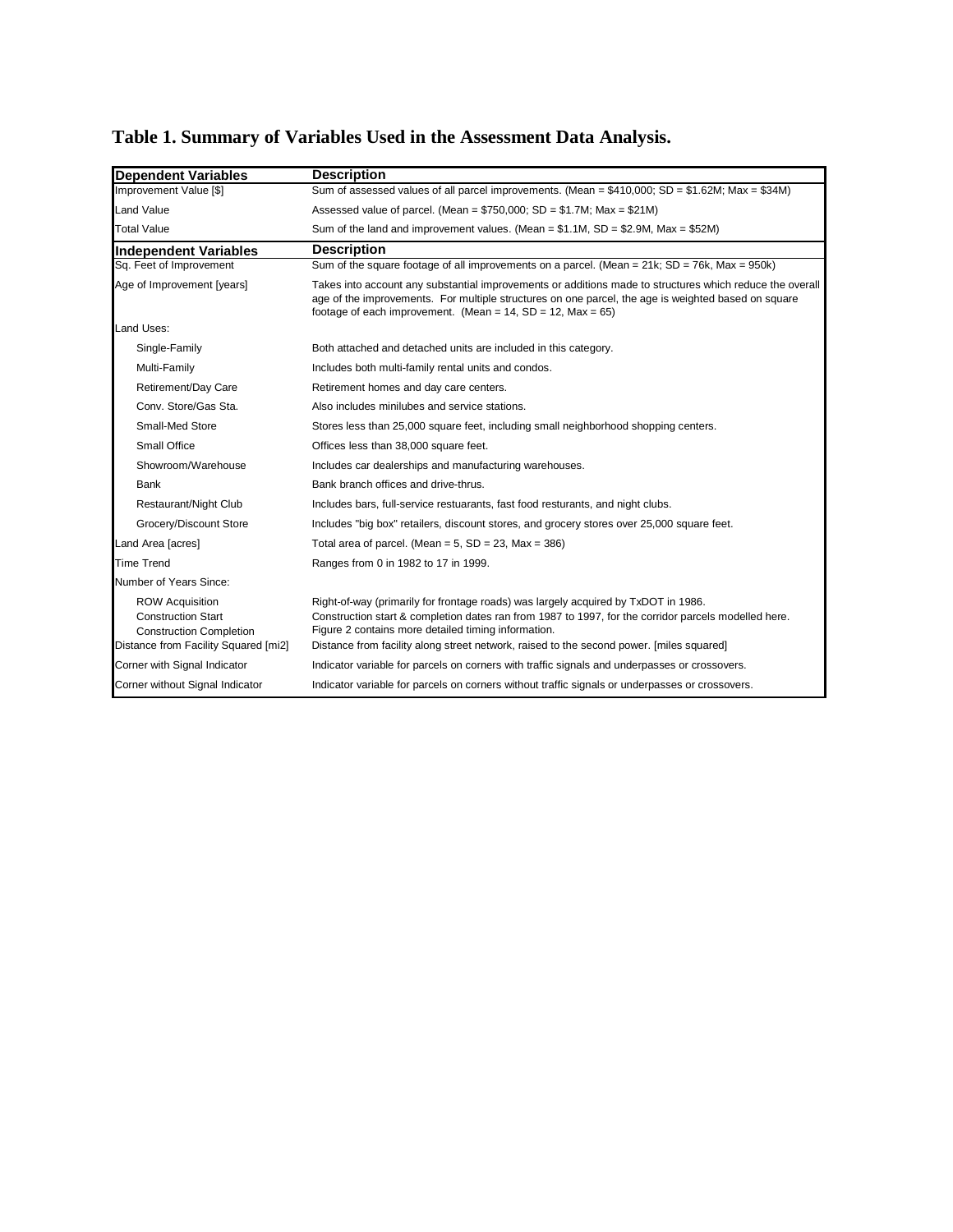**Table 1. Summary of Variables Used in the Assessment Data Analysis.**

| Dependent Variables | Description |
|---|---|
| Improvement Value [$] | Sum of assessed values of all parcel improvements. (Mean = $410,000; SD = $1.62M; Max = $34M) |
| Land Value | Assessed value of parcel. (Mean = $750,000; SD = $1.7M; Max = $21M) |
| Total Value | Sum of the land and improvement values. (Mean = $1.1M, SD = $2.9M, Max = $52M) |
| **Independent Variables** | **Description** |
| Sq. Feet of Improvement | Sum of the square footage of all improvements on a parcel. (Mean = 21k; SD = 76k, Max = 950k) |
| Age of Improvement [years] | Takes into account any substantial improvements or additions made to structures which reduce the overall age of the improvements. For multiple structures on one parcel, the age is weighted based on square footage of each improvement. (Mean = 14, SD = 12, Max = 65) |
| Land Uses: | |
| Single-Family | Both attached and detached units are included in this category. |
| Multi-Family | Includes both multi-family rental units and condos. |
| Retirement/Day Care | Retirement homes and day care centers. |
| Conv. Store/Gas Sta. | Also includes minilubes and service stations. |
| Small-Med Store | Stores less than 25,000 square feet, including small neighborhood shopping centers. |
| Small Office | Offices less than 38,000 square feet. |
| Showroom/Warehouse | Includes car dealerships and manufacturing warehouses. |
| Bank | Bank branch offices and drive-thrus. |
| Restaurant/Night Club | Includes bars, full-service restuarants, fast food resturants, and night clubs. |
| Grocery/Discount Store | Includes "big box" retailers, discount stores, and grocery stores over 25,000 square feet. |
| Land Area [acres] | Total area of parcel. (Mean = 5, SD = 23, Max = 386) |
| Time Trend | Ranges from 0 in 1982 to 17 in 1999. |
| Number of Years Since: | |
| ROW Acquisition | Right-of-way (primarily for frontage roads) was largely acquired by TxDOT in 1986. |
| Construction Start | Construction start & completion dates ran from 1987 to 1997, for the corridor parcels modelled here. |
| Construction Completion | Figure 2 contains more detailed timing information. |
| Distance from Facility Squared [mi2] | Distance from facility along street network, raised to the second power. [miles squared] |
| Corner with Signal Indicator | Indicator variable for parcels on corners with traffic signals and underpasses or crossovers. |
| Corner without Signal Indicator | Indicator variable for parcels on corners without traffic signals or underpasses or crossovers. |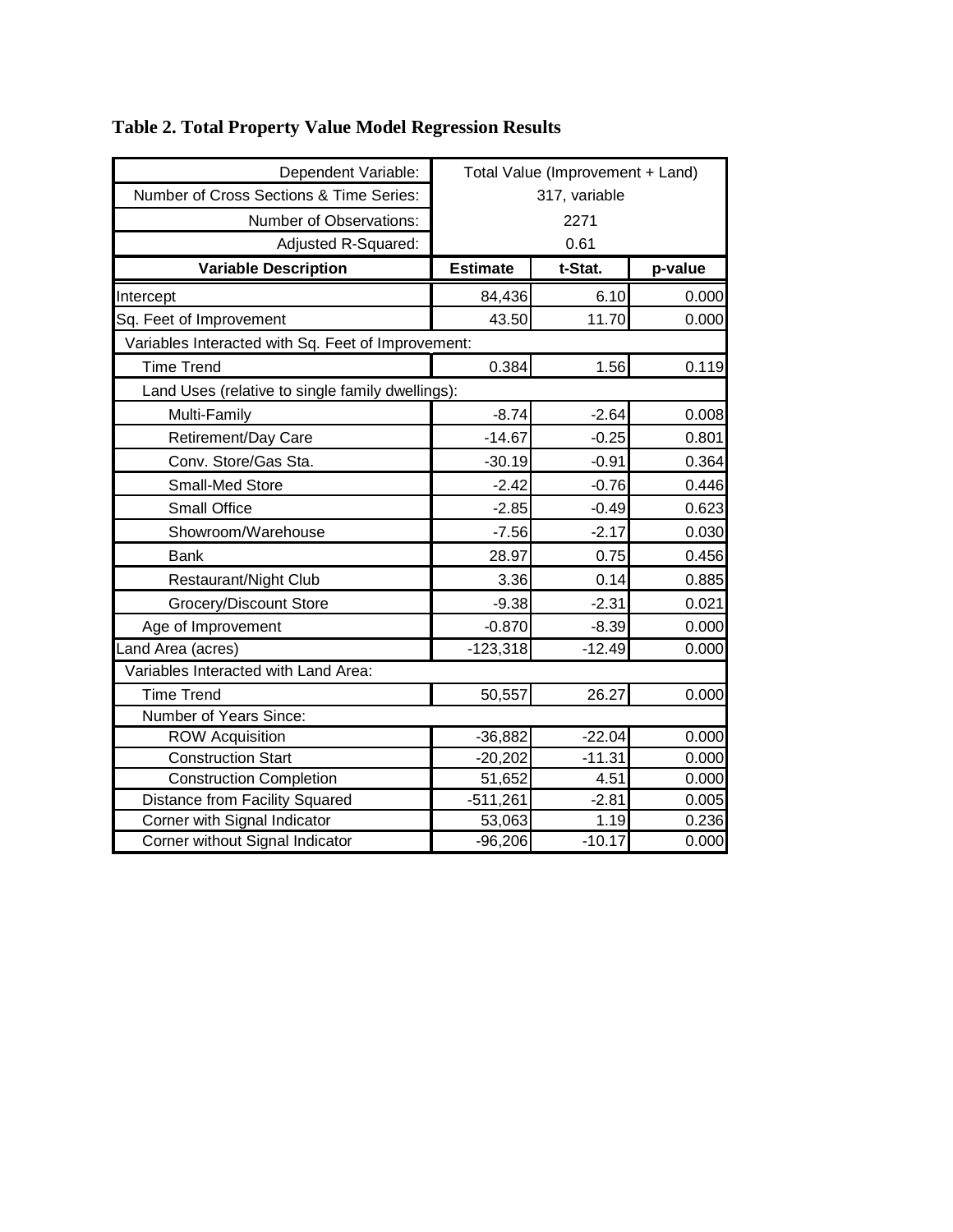**Table 2. Total Property Value Model Regression Results**

| Dependent Variable: | Total Value (Improvement + Land) | | |
|---|---|---|---|
| Number of Cross Sections & Time Series: | 317, variable | | |
| Number of Observations: | 2271 | | |
| Adjusted R-Squared: | 0.61 | | |
| **Variable Description** | **Estimate** | **t-Stat.** | **p-value** |
| Intercept | 84,436 | 6.10 | 0.000 |
| Sq. Feet of Improvement | 43.50 | 11.70 | 0.000 |
| Variables Interacted with Sq. Feet of Improvement: | | | |
| Time Trend | 0.384 | 1.56 | 0.119 |
| Land Uses (relative to single family dwellings): | | | |
| Multi-Family | -8.74 | -2.64 | 0.008 |
| Retirement/Day Care | -14.67 | -0.25 | 0.801 |
| Conv. Store/Gas Sta. | -30.19 | -0.91 | 0.364 |
| Small-Med Store | -2.42 | -0.76 | 0.446 |
| Small Office | -2.85 | -0.49 | 0.623 |
| Showroom/Warehouse | -7.56 | -2.17 | 0.030 |
| Bank | 28.97 | 0.75 | 0.456 |
| Restaurant/Night Club | 3.36 | 0.14 | 0.885 |
| Grocery/Discount Store | -9.38 | -2.31 | 0.021 |
| Age of Improvement | -0.870 | -8.39 | 0.000 |
| Land Area (acres) | -123,318 | -12.49 | 0.000 |
| Variables Interacted with Land Area: | | | |
| Time Trend | 50,557 | 26.27 | 0.000 |
| Number of Years Since: | | | |
| ROW Acquisition | -36,882 | -22.04 | 0.000 |
| Construction Start | -20,202 | -11.31 | 0.000 |
| Construction Completion | 51,652 | 4.51 | 0.000 |
| Distance from Facility Squared | -511,261 | -2.81 | 0.005 |
| Corner with Signal Indicator | 53,063 | 1.19 | 0.236 |
| Corner without Signal Indicator | -96,206 | -10.17 | 0.000 |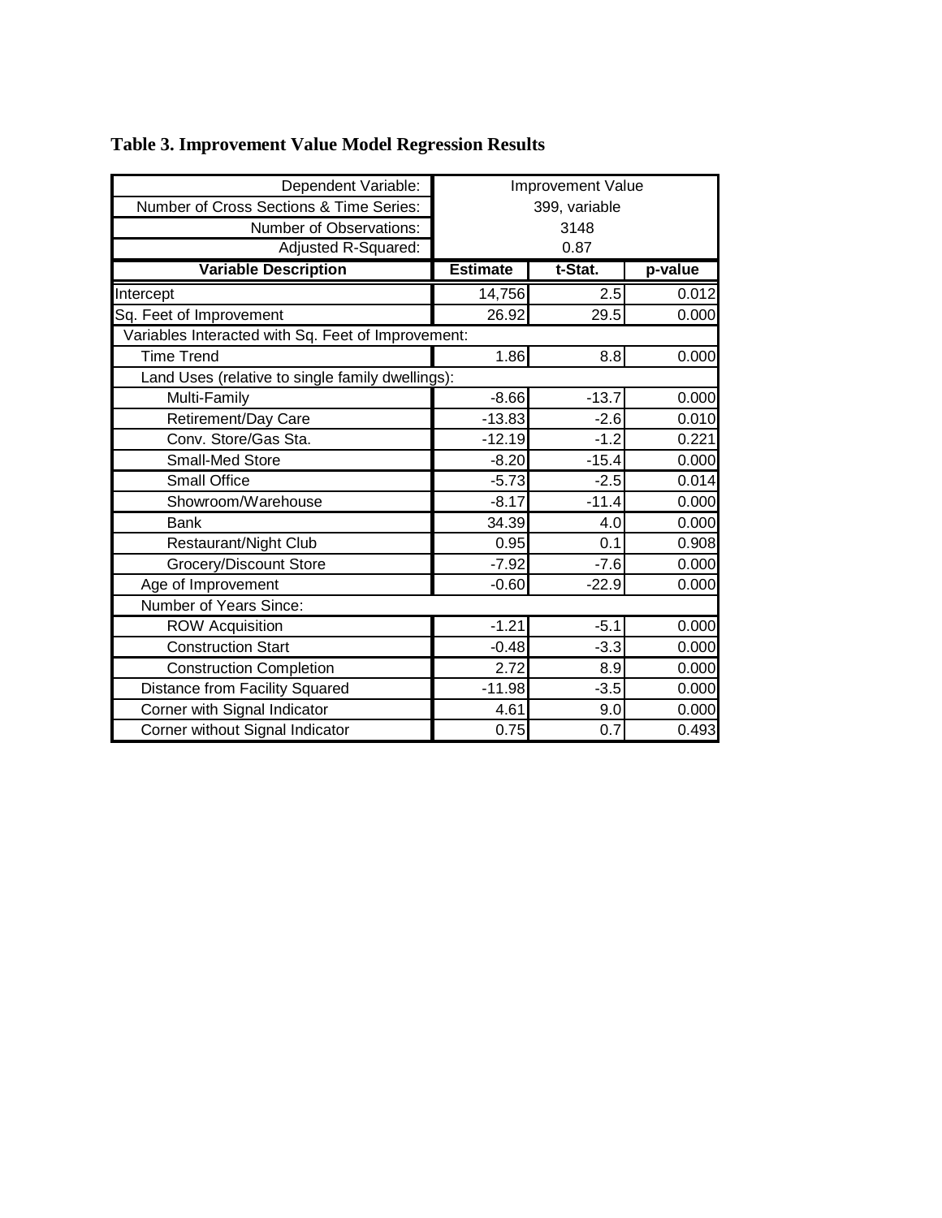**Table 3. Improvement Value Model Regression Results**

| Dependent Variable: | Improvement Value | | |
|---|---|---|---|
| Number of Cross Sections & Time Series: | 399, variable | | |
| Number of Observations: | 3148 | | |
| Adjusted R-Squared: | 0.87 | | |
| **Variable Description** | **Estimate** | **t-Stat.** | **p-value** |
| Intercept | 14,756 | 2.5 | 0.012 |
| Sq. Feet of Improvement | 26.92 | 29.5 | 0.000 |
| Variables Interacted with Sq. Feet of Improvement: | | | |
| Time Trend | 1.86 | 8.8 | 0.000 |
| Land Uses (relative to single family dwellings): | | | |
| Multi-Family | -8.66 | -13.7 | 0.000 |
| Retirement/Day Care | -13.83 | -2.6 | 0.010 |
| Conv. Store/Gas Sta. | -12.19 | -1.2 | 0.221 |
| Small-Med Store | -8.20 | -15.4 | 0.000 |
| Small Office | -5.73 | -2.5 | 0.014 |
| Showroom/Warehouse | -8.17 | -11.4 | 0.000 |
| Bank | 34.39 | 4.0 | 0.000 |
| Restaurant/Night Club | 0.95 | 0.1 | 0.908 |
| Grocery/Discount Store | -7.92 | -7.6 | 0.000 |
| Age of Improvement | -0.60 | -22.9 | 0.000 |
| Number of Years Since: | | | |
| ROW Acquisition | -1.21 | -5.1 | 0.000 |
| Construction Start | -0.48 | -3.3 | 0.000 |
| Construction Completion | 2.72 | 8.9 | 0.000 |
| Distance from Facility Squared | -11.98 | -3.5 | 0.000 |
| Corner with Signal Indicator | 4.61 | 9.0 | 0.000 |
| Corner without Signal Indicator | 0.75 | 0.7 | 0.493 |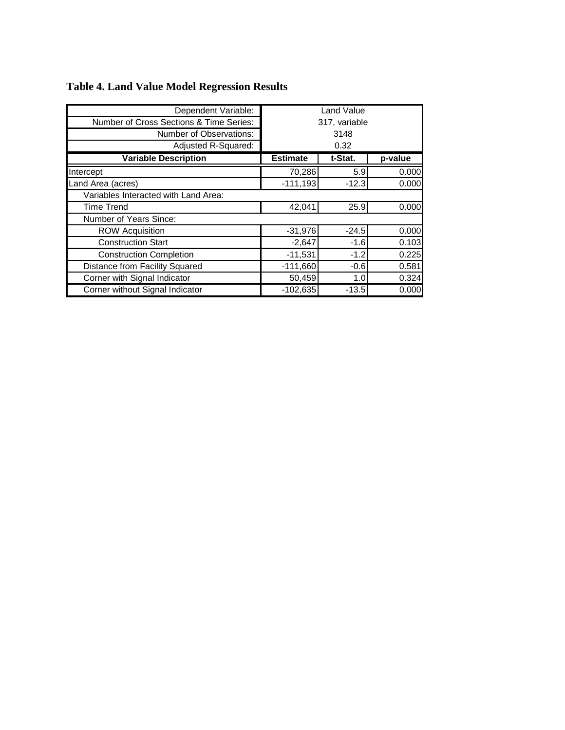**Table 4. Land Value Model Regression Results**

| Dependent Variable: | Land Value | | |
|---|---|---|---|
| Number of Cross Sections & Time Series: | 317, variable | | |
| Number of Observations: | 3148 | | |
| Adjusted R-Squared: | 0.32 | | |
| **Variable Description** | **Estimate** | **t-Stat.** | **p-value** |
| Intercept | 70,286 | 5.9 | 0.000 |
| Land Area (acres) | -111,193 | -12.3 | 0.000 |
| Variables Interacted with Land Area: | | | |
| Time Trend | 42,041 | 25.9 | 0.000 |
| Number of Years Since: | | | |
| ROW Acquisition | -31,976 | -24.5 | 0.000 |
| Construction Start | -2,647 | -1.6 | 0.103 |
| Construction Completion | -11,531 | -1.2 | 0.225 |
| Distance from Facility Squared | -111,660 | -0.6 | 0.581 |
| Corner with Signal Indicator | 50,459 | 1.0 | 0.324 |
| Corner without Signal Indicator | -102,635 | -13.5 | 0.000 |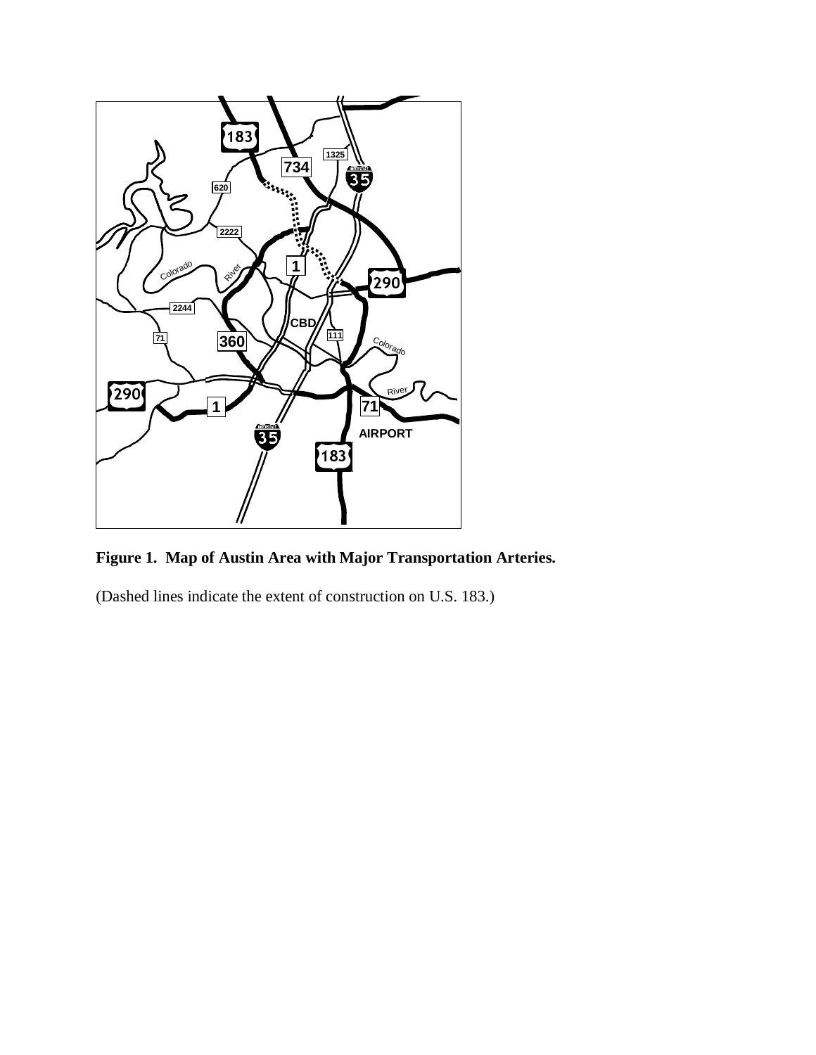**Figure 1. Map of Austin Area with Major Transportation Arteries.**

(Dashed lines indicate the extent of construction on U.S. 183.)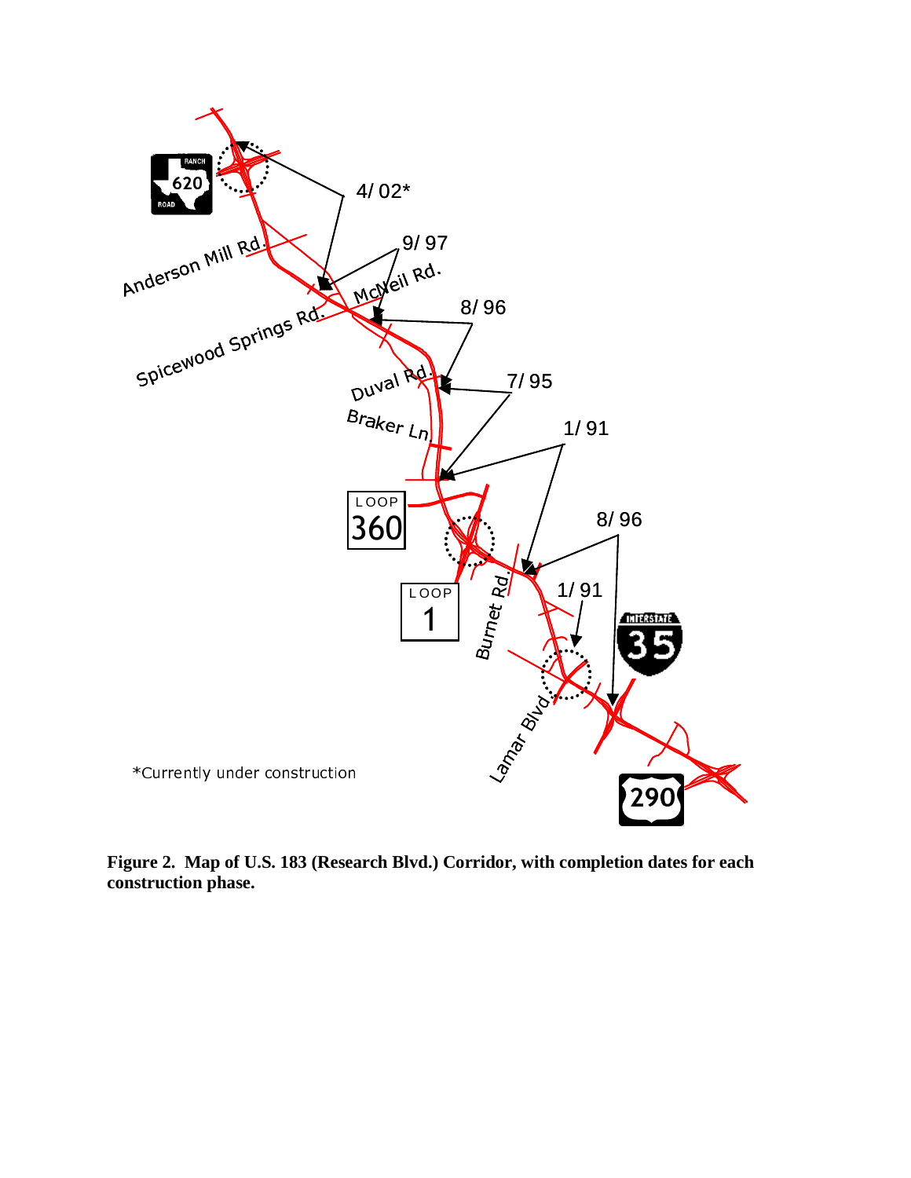*Currently under construction

**Figure 2. Map of U.S. 183 (Research Blvd.) Corridor, with completion dates for each construction phase.**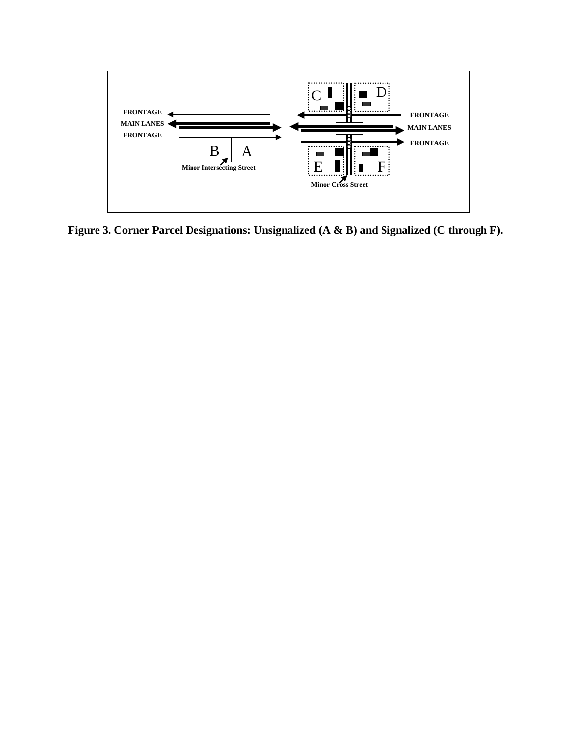**Figure 3. Corner Parcel Designations: Unsignalized (A & B) and Signalized (C through F).**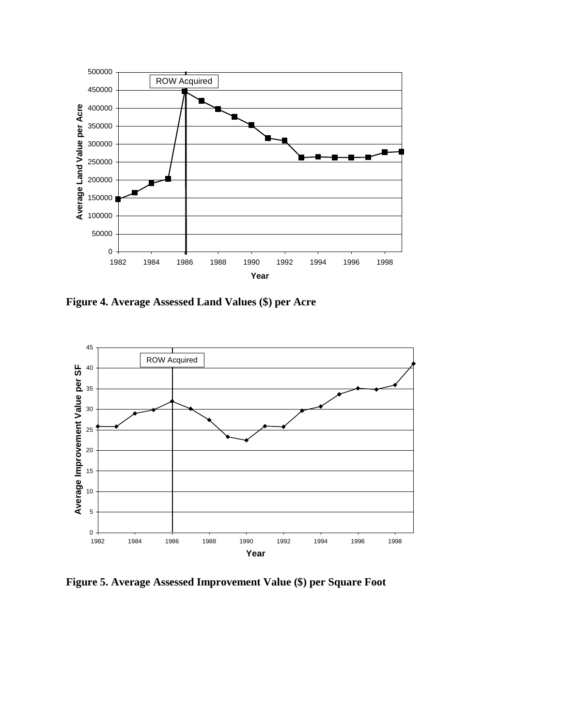**Figure 4. Average Assessed Land Values ($) per Acre**

**Figure 5. Average Assessed Improvement Value ($) per Square Foot**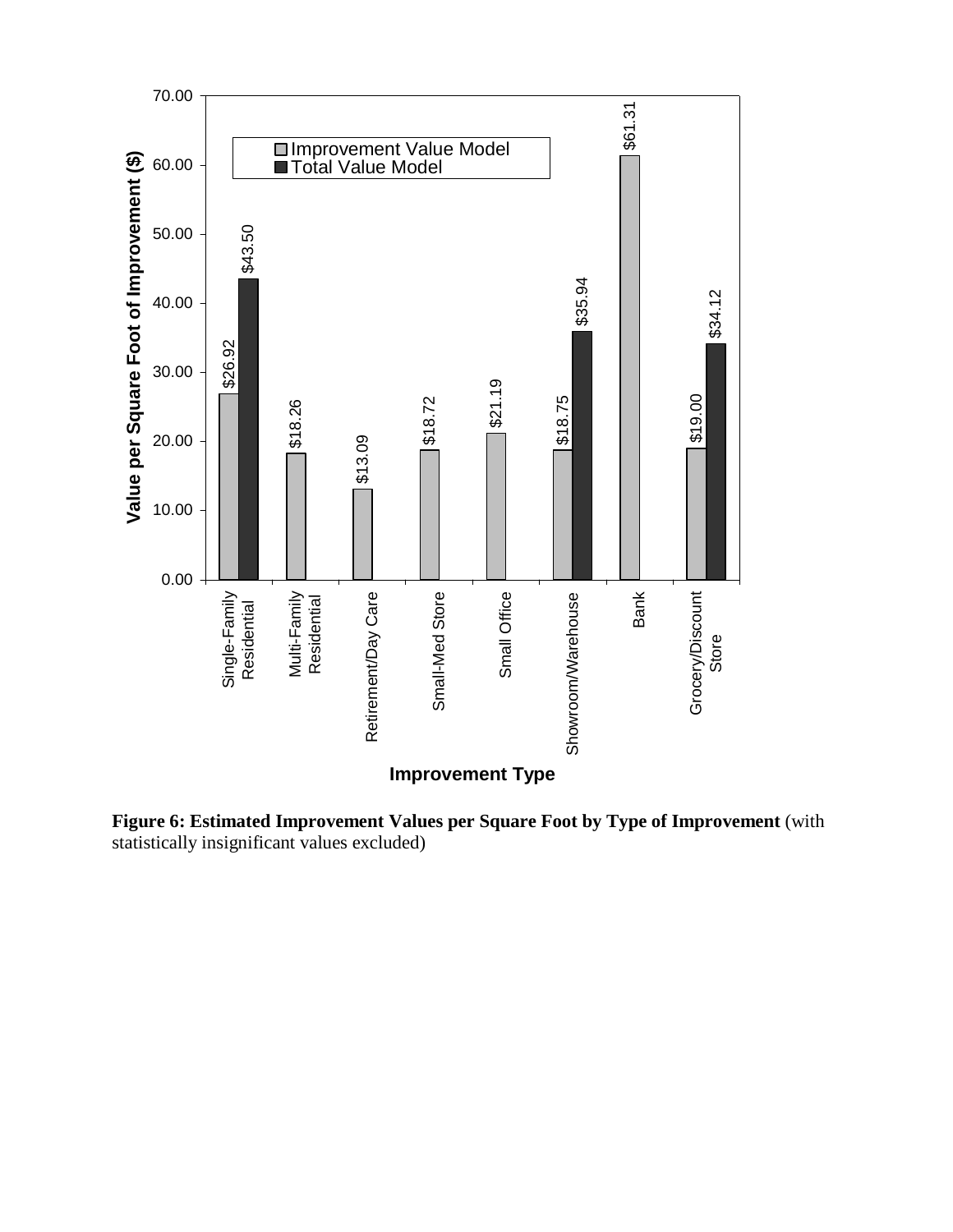70.00

60.00

50.00

40.00

30.00

20.00

10.00

0.00

Value per Square Foot of Improvement ($)

Improvement Value Model

Total Value Model

$26.92

$43.50

$18.26

$13.09

$18.72

$21.19

$18.75

$35.94

$61.31

$19.00

$34.12

Single-Family Residential

Multi-Family Residential

Retirement/Day Care

Small-Med Store

Small Office

Showroom/Warehouse

Bank

Grocery/Discount Store

Improvement Type

**Figure 6: Estimated Improvement Values per Square Foot by Type of Improvement** (with statistically insignificant values excluded)